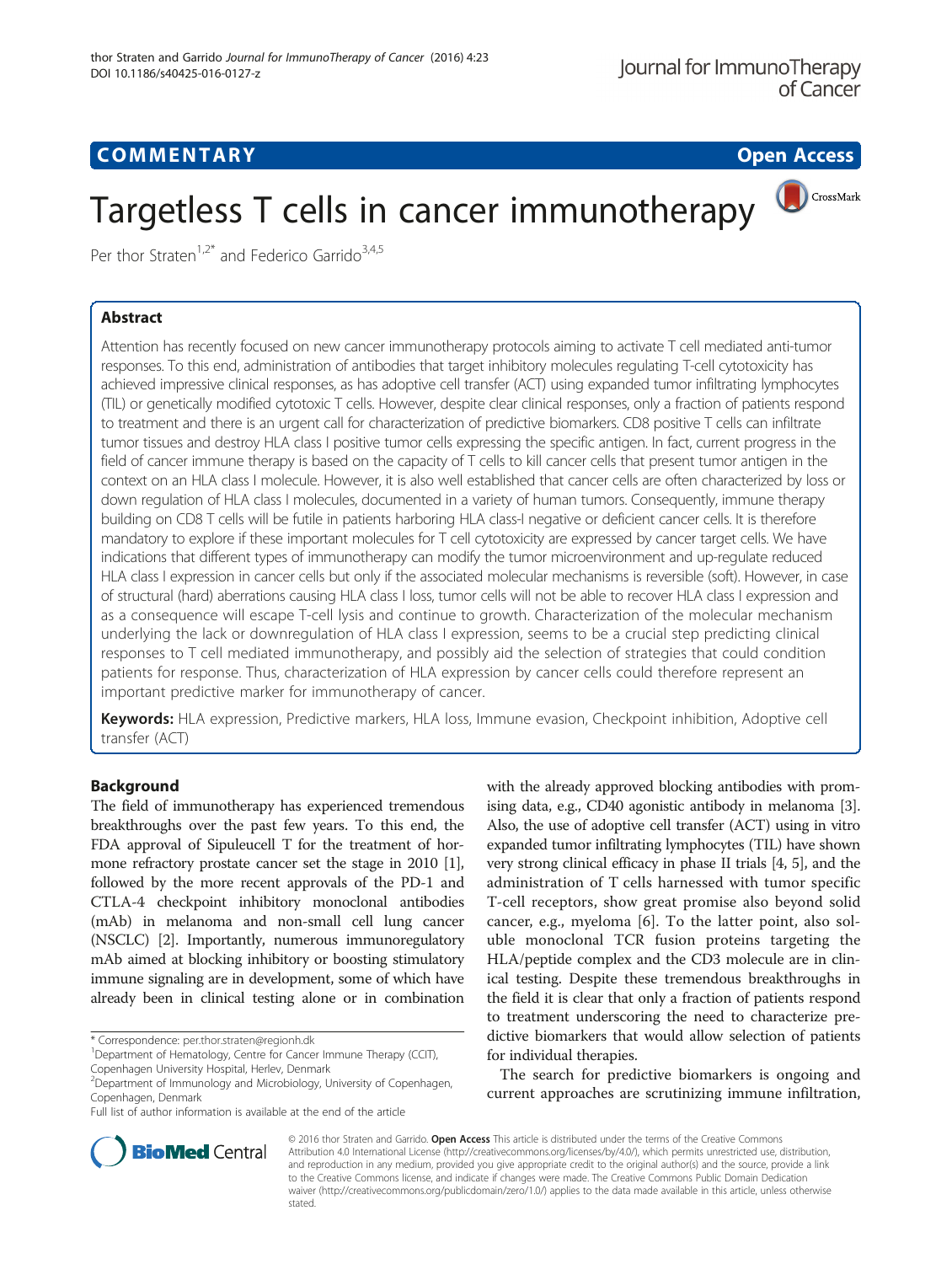**COMMENTARY** **Open Access**

# Targetless T cells in cancer immunotherapy

Per thor Straten[1,2*] and Federico Garrido[3,4,5]

## Abstract

Attention has recently focused on new cancer immunotherapy protocols aiming to activate T cell mediated anti-tumor responses. To this end, administration of antibodies that target inhibitory molecules regulating T-cell cytotoxicity has achieved impressive clinical responses, as has adoptive cell transfer (ACT) using expanded tumor infiltrating lymphocytes (TIL) or genetically modified cytotoxic T cells. However, despite clear clinical responses, only a fraction of patients respond to treatment and there is an urgent call for characterization of predictive biomarkers. CD8 positive T cells can infiltrate tumor tissues and destroy HLA class I positive tumor cells expressing the specific antigen. In fact, current progress in the field of cancer immune therapy is based on the capacity of T cells to kill cancer cells that present tumor antigen in the context on an HLA class I molecule. However, it is also well established that cancer cells are often characterized by loss or down regulation of HLA class I molecules, documented in a variety of human tumors. Consequently, immune therapy building on CD8 T cells will be futile in patients harboring HLA class-I negative or deficient cancer cells. It is therefore mandatory to explore if these important molecules for T cell cytotoxicity are expressed by cancer target cells. We have indications that different types of immunotherapy can modify the tumor microenvironment and up-regulate reduced HLA class I expression in cancer cells but only if the associated molecular mechanisms is reversible (soft). However, in case of structural (hard) aberrations causing HLA class I loss, tumor cells will not be able to recover HLA class I expression and as a consequence will escape T-cell lysis and continue to growth. Characterization of the molecular mechanism underlying the lack or downregulation of HLA class I expression, seems to be a crucial step predicting clinical responses to T cell mediated immunotherapy, and possibly aid the selection of strategies that could condition patients for response. Thus, characterization of HLA expression by cancer cells could therefore represent an important predictive marker for immunotherapy of cancer.

**Keywords:** HLA expression, Predictive markers, HLA loss, Immune evasion, Checkpoint inhibition, Adoptive cell transfer (ACT)

## Background

The field of immunotherapy has experienced tremendous breakthroughs over the past few years. To this end, the FDA approval of Sipuleucell T for the treatment of hormone refractory prostate cancer set the stage in 2010 [1], followed by the more recent approvals of the PD-1 and CTLA-4 checkpoint inhibitory monoclonal antibodies (mAb) in melanoma and non-small cell lung cancer (NSCLC) [2]. Importantly, numerous immunoregulatory mAb aimed at blocking inhibitory or boosting stimulatory immune signaling are in development, some of which have already been in clinical testing alone or in combination with the already approved blocking antibodies with promising data, e.g., CD40 agonistic antibody in melanoma [3]. Also, the use of adoptive cell transfer (ACT) using in vitro expanded tumor infiltrating lymphocytes (TIL) have shown very strong clinical efficacy in phase II trials [4, 5], and the administration of T cells harnessed with tumor specific T-cell receptors, show great promise also beyond solid cancer, e.g., myeloma [6]. To the latter point, also soluble monoclonal TCR fusion proteins targeting the HLA/peptide complex and the CD3 molecule are in clinical testing. Despite these tremendous breakthroughs in the field it is clear that only a fraction of patients respond to treatment underscoring the need to characterize predictive biomarkers that would allow selection of patients for individual therapies.

The search for predictive biomarkers is ongoing and current approaches are scrutinizing immune infiltration,

\* Correspondence: per.thor.straten@regionh.dk
[1]Department of Hematology, Centre for Cancer Immune Therapy (CCIT), Copenhagen University Hospital, Herlev, Denmark
[2]Department of Immunology and Microbiology, University of Copenhagen, Copenhagen, Denmark
Full list of author information is available at the end of the article

© 2016 thor Straten and Garrido. **Open Access** This article is distributed under the terms of the Creative Commons Attribution 4.0 International License (http://creativecommons.org/licenses/by/4.0/), which permits unrestricted use, distribution, and reproduction in any medium, provided you give appropriate credit to the original author(s) and the source, provide a link to the Creative Commons license, and indicate if changes were made. The Creative Commons Public Domain Dedication waiver (http://creativecommons.org/publicdomain/zero/1.0/) applies to the data made available in this article, unless otherwise stated.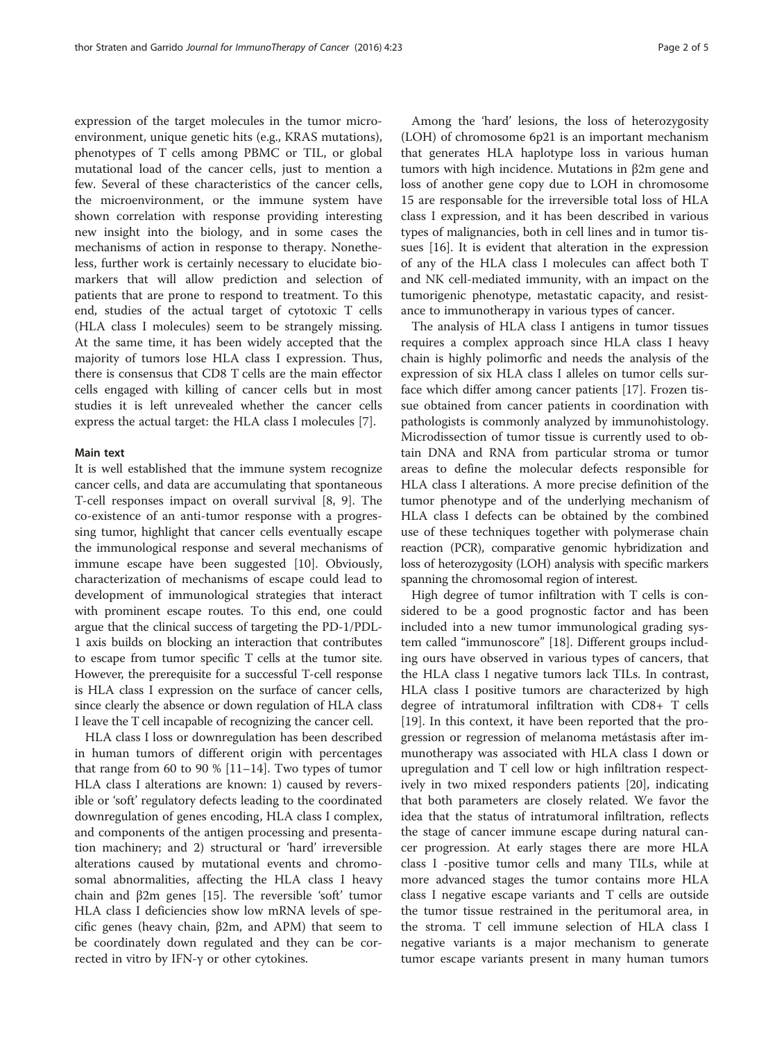expression of the target molecules in the tumor microenvironment, unique genetic hits (e.g., KRAS mutations), phenotypes of T cells among PBMC or TIL, or global mutational load of the cancer cells, just to mention a few. Several of these characteristics of the cancer cells, the microenvironment, or the immune system have shown correlation with response providing interesting new insight into the biology, and in some cases the mechanisms of action in response to therapy. Nonetheless, further work is certainly necessary to elucidate biomarkers that will allow prediction and selection of patients that are prone to respond to treatment. To this end, studies of the actual target of cytotoxic T cells (HLA class I molecules) seem to be strangely missing. At the same time, it has been widely accepted that the majority of tumors lose HLA class I expression. Thus, there is consensus that CD8 T cells are the main effector cells engaged with killing of cancer cells but in most studies it is left unrevealed whether the cancer cells express the actual target: the HLA class I molecules [7].

## Main text

It is well established that the immune system recognize cancer cells, and data are accumulating that spontaneous T-cell responses impact on overall survival [8, 9]. The co-existence of an anti-tumor response with a progressing tumor, highlight that cancer cells eventually escape the immunological response and several mechanisms of immune escape have been suggested [10]. Obviously, characterization of mechanisms of escape could lead to development of immunological strategies that interact with prominent escape routes. To this end, one could argue that the clinical success of targeting the PD-1/PDL-1 axis builds on blocking an interaction that contributes to escape from tumor specific T cells at the tumor site. However, the prerequisite for a successful T-cell response is HLA class I expression on the surface of cancer cells, since clearly the absence or down regulation of HLA class I leave the T cell incapable of recognizing the cancer cell.

HLA class I loss or downregulation has been described in human tumors of different origin with percentages that range from 60 to 90 % [11–14]. Two types of tumor HLA class I alterations are known: 1) caused by reversible or 'soft' regulatory defects leading to the coordinated downregulation of genes encoding, HLA class I complex, and components of the antigen processing and presentation machinery; and 2) structural or 'hard' irreversible alterations caused by mutational events and chromosomal abnormalities, affecting the HLA class I heavy chain and β2m genes [15]. The reversible 'soft' tumor HLA class I deficiencies show low mRNA levels of specific genes (heavy chain, β2m, and APM) that seem to be coordinately down regulated and they can be corrected in vitro by IFN-γ or other cytokines.

Among the 'hard' lesions, the loss of heterozygosity (LOH) of chromosome 6p21 is an important mechanism that generates HLA haplotype loss in various human tumors with high incidence. Mutations in β2m gene and loss of another gene copy due to LOH in chromosome 15 are responsable for the irreversible total loss of HLA class I expression, and it has been described in various types of malignancies, both in cell lines and in tumor tissues [16]. It is evident that alteration in the expression of any of the HLA class I molecules can affect both T and NK cell-mediated immunity, with an impact on the tumorigenic phenotype, metastatic capacity, and resistance to immunotherapy in various types of cancer.

The analysis of HLA class I antigens in tumor tissues requires a complex approach since HLA class I heavy chain is highly polimorfic and needs the analysis of the expression of six HLA class I alleles on tumor cells surface which differ among cancer patients [17]. Frozen tissue obtained from cancer patients in coordination with pathologists is commonly analyzed by immunohistology. Microdissection of tumor tissue is currently used to obtain DNA and RNA from particular stroma or tumor areas to define the molecular defects responsible for HLA class I alterations. A more precise definition of the tumor phenotype and of the underlying mechanism of HLA class I defects can be obtained by the combined use of these techniques together with polymerase chain reaction (PCR), comparative genomic hybridization and loss of heterozygosity (LOH) analysis with specific markers spanning the chromosomal region of interest.

High degree of tumor infiltration with T cells is considered to be a good prognostic factor and has been included into a new tumor immunological grading system called "immunoscore" [18]. Different groups including ours have observed in various types of cancers, that the HLA class I negative tumors lack TILs. In contrast, HLA class I positive tumors are characterized by high degree of intratumoral infiltration with CD8+ T cells [19]. In this context, it have been reported that the progression or regression of melanoma metástasis after immunotherapy was associated with HLA class I down or upregulation and T cell low or high infiltration respectively in two mixed responders patients [20], indicating that both parameters are closely related. We favor the idea that the status of intratumoral infiltration, reflects the stage of cancer immune escape during natural cancer progression. At early stages there are more HLA class I -positive tumor cells and many TILs, while at more advanced stages the tumor contains more HLA class I negative escape variants and T cells are outside the tumor tissue restrained in the peritumoral area, in the stroma. T cell immune selection of HLA class I negative variants is a major mechanism to generate tumor escape variants present in many human tumors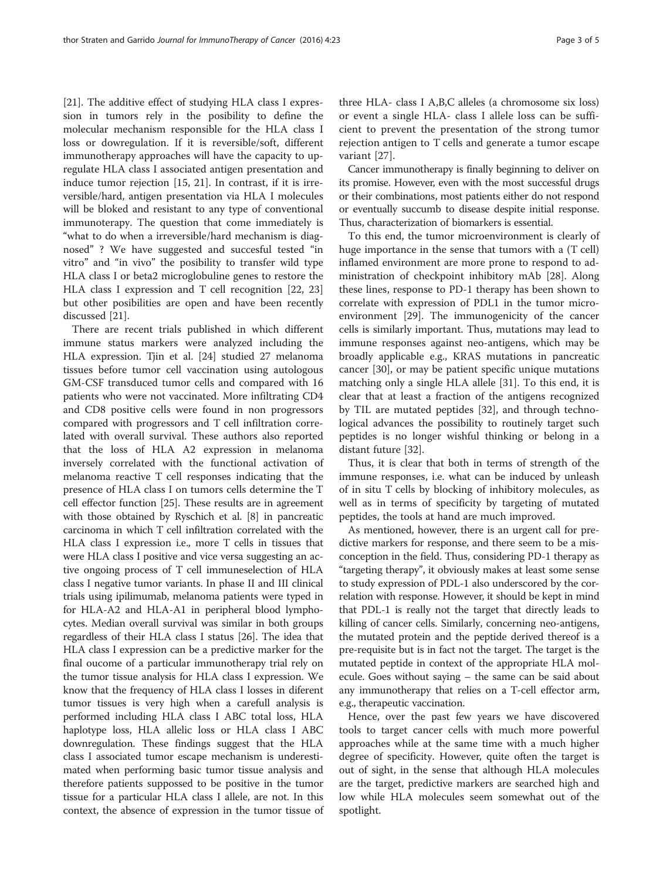[21]. The additive effect of studying HLA class I expression in tumors rely in the posibility to define the molecular mechanism responsible for the HLA class I loss or dowregulation. If it is reversible/soft, different immunotherapy approaches will have the capacity to upregulate HLA class I associated antigen presentation and induce tumor rejection [15, 21]. In contrast, if it is irreversible/hard, antigen presentation via HLA I molecules will be bloked and resistant to any type of conventional immunoterapy. The question that come immediately is "what to do when a irreversible/hard mechanism is diagnosed" ? We have suggested and succesful tested "in vitro" and "in vivo" the posibility to transfer wild type HLA class I or beta2 microglobuline genes to restore the HLA class I expression and T cell recognition [22, 23] but other posibilities are open and have been recently discussed [21].

There are recent trials published in which different immune status markers were analyzed including the HLA expression. Tjin et al. [24] studied 27 melanoma tissues before tumor cell vaccination using autologous GM-CSF transduced tumor cells and compared with 16 patients who were not vaccinated. More infiltrating CD4 and CD8 positive cells were found in non progressors compared with progressors and T cell infiltration correlated with overall survival. These authors also reported that the loss of HLA A2 expression in melanoma inversely correlated with the functional activation of melanoma reactive T cell responses indicating that the presence of HLA class I on tumors cells determine the T cell effector function [25]. These results are in agreement with those obtained by Ryschich et al. [8] in pancreatic carcinoma in which T cell infiltration correlated with the HLA class I expression i.e., more T cells in tissues that were HLA class I positive and vice versa suggesting an active ongoing process of T cell immuneselection of HLA class I negative tumor variants. In phase II and III clinical trials using ipilimumab, melanoma patients were typed in for HLA-A2 and HLA-A1 in peripheral blood lymphocytes. Median overall survival was similar in both groups regardless of their HLA class I status [26]. The idea that HLA class I expression can be a predictive marker for the final oucome of a particular immunotherapy trial rely on the tumor tissue analysis for HLA class I expression. We know that the frequency of HLA class I losses in diferent tumor tissues is very high when a carefull analysis is performed including HLA class I ABC total loss, HLA haplotype loss, HLA allelic loss or HLA class I ABC downregulation. These findings suggest that the HLA class I associated tumor escape mechanism is underestimated when performing basic tumor tissue analysis and therefore patients suppossed to be positive in the tumor tissue for a particular HLA class I allele, are not. In this context, the absence of expression in the tumor tissue of three HLA- class I A,B,C alleles (a chromosome six loss) or event a single HLA- class I allele loss can be sufficient to prevent the presentation of the strong tumor rejection antigen to T cells and generate a tumor escape variant [27].

Cancer immunotherapy is finally beginning to deliver on its promise. However, even with the most successful drugs or their combinations, most patients either do not respond or eventually succumb to disease despite initial response. Thus, characterization of biomarkers is essential.

To this end, the tumor microenvironment is clearly of huge importance in the sense that tumors with a (T cell) inflamed environment are more prone to respond to administration of checkpoint inhibitory mAb [28]. Along these lines, response to PD-1 therapy has been shown to correlate with expression of PDL1 in the tumor microenvironment [29]. The immunogenicity of the cancer cells is similarly important. Thus, mutations may lead to immune responses against neo-antigens, which may be broadly applicable e.g., KRAS mutations in pancreatic cancer [30], or may be patient specific unique mutations matching only a single HLA allele [31]. To this end, it is clear that at least a fraction of the antigens recognized by TIL are mutated peptides [32], and through technological advances the possibility to routinely target such peptides is no longer wishful thinking or belong in a distant future [32].

Thus, it is clear that both in terms of strength of the immune responses, i.e. what can be induced by unleash of in situ T cells by blocking of inhibitory molecules, as well as in terms of specificity by targeting of mutated peptides, the tools at hand are much improved.

As mentioned, however, there is an urgent call for predictive markers for response, and there seem to be a misconception in the field. Thus, considering PD-1 therapy as "targeting therapy", it obviously makes at least some sense to study expression of PDL-1 also underscored by the correlation with response. However, it should be kept in mind that PDL-1 is really not the target that directly leads to killing of cancer cells. Similarly, concerning neo-antigens, the mutated protein and the peptide derived thereof is a pre-requisite but is in fact not the target. The target is the mutated peptide in context of the appropriate HLA molecule. Goes without saying – the same can be said about any immunotherapy that relies on a T-cell effector arm, e.g., therapeutic vaccination.

Hence, over the past few years we have discovered tools to target cancer cells with much more powerful approaches while at the same time with a much higher degree of specificity. However, quite often the target is out of sight, in the sense that although HLA molecules are the target, predictive markers are searched high and low while HLA molecules seem somewhat out of the spotlight.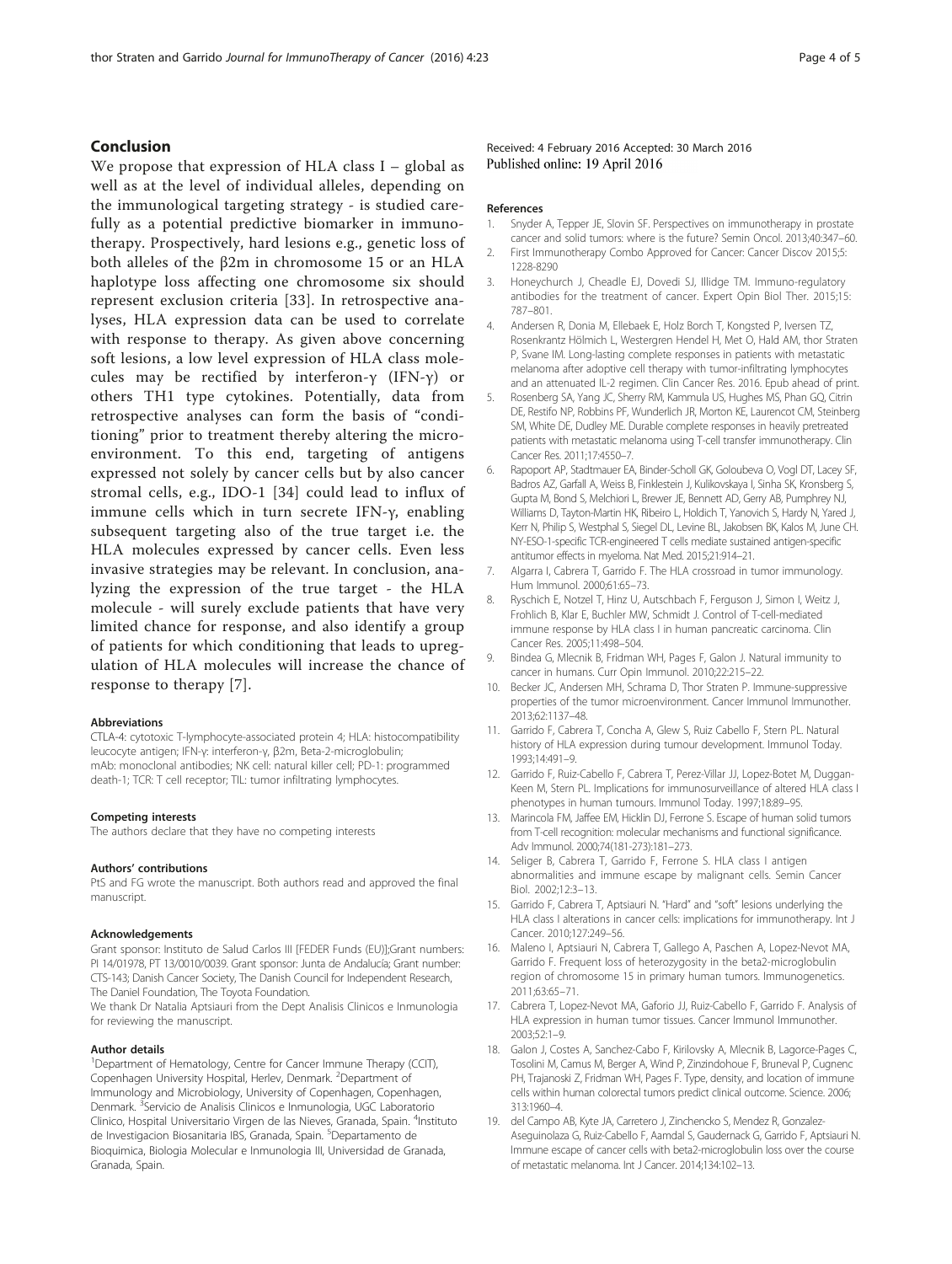## Conclusion

We propose that expression of HLA class I – global as well as at the level of individual alleles, depending on the immunological targeting strategy - is studied carefully as a potential predictive biomarker in immunotherapy. Prospectively, hard lesions e.g., genetic loss of both alleles of the β2m in chromosome 15 or an HLA haplotype loss affecting one chromosome six should represent exclusion criteria [33]. In retrospective analyses, HLA expression data can be used to correlate with response to therapy. As given above concerning soft lesions, a low level expression of HLA class molecules may be rectified by interferon-γ (IFN-γ) or others TH1 type cytokines. Potentially, data from retrospective analyses can form the basis of "conditioning" prior to treatment thereby altering the microenvironment. To this end, targeting of antigens expressed not solely by cancer cells but by also cancer stromal cells, e.g., IDO-1 [34] could lead to influx of immune cells which in turn secrete IFN-γ, enabling subsequent targeting also of the true target i.e. the HLA molecules expressed by cancer cells. Even less invasive strategies may be relevant. In conclusion, analyzing the expression of the true target - the HLA molecule - will surely exclude patients that have very limited chance for response, and also identify a group of patients for which conditioning that leads to upregulation of HLA molecules will increase the chance of response to therapy [7].

#### Abbreviations

CTLA-4: cytotoxic T-lymphocyte-associated protein 4; HLA: histocompatibility leucocyte antigen; IFN-γ: interferon-γ, β2m, Beta-2-microglobulin; mAb: monoclonal antibodies; NK cell: natural killer cell; PD-1: programmed death-1; TCR: T cell receptor; TIL: tumor infiltrating lymphocytes.

#### Competing interests

The authors declare that they have no competing interests

#### Authors' contributions

PtS and FG wrote the manuscript. Both authors read and approved the final manuscript.

#### Acknowledgements

Grant sponsor: Instituto de Salud Carlos III [FEDER Funds (EU)];Grant numbers: PI 14/01978, PT 13/0010/0039. Grant sponsor: Junta de Andalucía; Grant number: CTS-143; Danish Cancer Society, The Danish Council for Independent Research, The Daniel Foundation, The Toyota Foundation.

We thank Dr Natalia Aptsiauri from the Dept Analisis Clinicos e Inmunologia for reviewing the manuscript.

#### Author details

[1]Department of Hematology, Centre for Cancer Immune Therapy (CCIT), Copenhagen University Hospital, Herlev, Denmark. [2]Department of Immunology and Microbiology, University of Copenhagen, Copenhagen, Denmark. [3]Servicio de Analisis Clinicos e Inmunologia, UGC Laboratorio Clinico, Hospital Universitario Virgen de las Nieves, Granada, Spain. [4]Instituto de Investigacion Biosanitaria IBS, Granada, Spain. [5]Departamento de Bioquimica, Biologia Molecular e Inmunologia III, Universidad de Granada, Granada, Spain.

Received: 4 February 2016 Accepted: 30 March 2016
Published online: 19 April 2016

#### References

1. Snyder A, Tepper JE, Slovin SF. Perspectives on immunotherapy in prostate cancer and solid tumors: where is the future? Semin Oncol. 2013;40:347–60.
2. First Immunotherapy Combo Approved for Cancer: Cancer Discov 2015;5: 1228-8290
3. Honeychurch J, Cheadle EJ, Dovedi SJ, Illidge TM. Immuno-regulatory antibodies for the treatment of cancer. Expert Opin Biol Ther. 2015;15: 787–801.
4. Andersen R, Donia M, Ellebaek E, Holz Borch T, Kongsted P, Iversen TZ, Rosenkrantz Hölmich L, Westergren Hendel H, Met O, Hald AM, thor Straten P, Svane IM. Long-lasting complete responses in patients with metastatic melanoma after adoptive cell therapy with tumor-infiltrating lymphocytes and an attenuated IL-2 regimen. Clin Cancer Res. 2016. Epub ahead of print.
5. Rosenberg SA, Yang JC, Sherry RM, Kammula US, Hughes MS, Phan GQ, Citrin DE, Restifo NP, Robbins PF, Wunderlich JR, Morton KE, Laurencot CM, Steinberg SM, White DE, Dudley ME. Durable complete responses in heavily pretreated patients with metastatic melanoma using T-cell transfer immunotherapy. Clin Cancer Res. 2011;17:4550–7.
6. Rapoport AP, Stadtmauer EA, Binder-Scholl GK, Goloubeva O, Vogl DT, Lacey SF, Badros AZ, Garfall A, Weiss B, Finklestein J, Kulikovskaya I, Sinha SK, Kronsberg S, Gupta M, Bond S, Melchiori L, Brewer JE, Bennett AD, Gerry AB, Pumphrey NJ, Williams D, Tayton-Martin HK, Ribeiro L, Holdich T, Yanovich S, Hardy N, Yared J, Kerr N, Philip S, Westphal S, Siegel DL, Levine BL, Jakobsen BK, Kalos M, June CH. NY-ESO-1-specific TCR-engineered T cells mediate sustained antigen-specific antitumor effects in myeloma. Nat Med. 2015;21:914–21.
7. Algarra I, Cabrera T, Garrido F. The HLA crossroad in tumor immunology. Hum Immunol. 2000;61:65–73.
8. Ryschich E, Notzel T, Hinz U, Autschbach F, Ferguson J, Simon I, Weitz J, Frohlich B, Klar E, Buchler MW, Schmidt J. Control of T-cell-mediated immune response by HLA class I in human pancreatic carcinoma. Clin Cancer Res. 2005;11:498–504.
9. Bindea G, Mlecnik B, Fridman WH, Pages F, Galon J. Natural immunity to cancer in humans. Curr Opin Immunol. 2010;22:215–22.
10. Becker JC, Andersen MH, Schrama D, Thor Straten P. Immune-suppressive properties of the tumor microenvironment. Cancer Immunol Immunother. 2013;62:1137–48.
11. Garrido F, Cabrera T, Concha A, Glew S, Ruiz Cabello F, Stern PL. Natural history of HLA expression during tumour development. Immunol Today. 1993;14:491–9.
12. Garrido F, Ruiz-Cabello F, Cabrera T, Perez-Villar JJ, Lopez-Botet M, Duggan-Keen M, Stern PL. Implications for immunosurveillance of altered HLA class I phenotypes in human tumours. Immunol Today. 1997;18:89–95.
13. Marincola FM, Jaffee EM, Hicklin DJ, Ferrone S. Escape of human solid tumors from T-cell recognition: molecular mechanisms and functional significance. Adv Immunol. 2000;74(181-273):181–273.
14. Seliger B, Cabrera T, Garrido F, Ferrone S. HLA class I antigen abnormalities and immune escape by malignant cells. Semin Cancer Biol. 2002;12:3–13.
15. Garrido F, Cabrera T, Aptsiauri N. "Hard" and "soft" lesions underlying the HLA class I alterations in cancer cells: implications for immunotherapy. Int J Cancer. 2010;127:249–56.
16. Maleno I, Aptsiauri N, Cabrera T, Gallego A, Paschen A, Lopez-Nevot MA, Garrido F. Frequent loss of heterozygosity in the beta2-microglobulin region of chromosome 15 in primary human tumors. Immunogenetics. 2011;63:65–71.
17. Cabrera T, Lopez-Nevot MA, Gaforio JJ, Ruiz-Cabello F, Garrido F. Analysis of HLA expression in human tumor tissues. Cancer Immunol Immunother. 2003;52:1–9.
18. Galon J, Costes A, Sanchez-Cabo F, Kirilovsky A, Mlecnik B, Lagorce-Pages C, Tosolini M, Camus M, Berger A, Wind P, Zinzindohoue F, Bruneval P, Cugnenc PH, Trajanoski Z, Fridman WH, Pages F. Type, density, and location of immune cells within human colorectal tumors predict clinical outcome. Science. 2006; 313:1960–4.
19. del Campo AB, Kyte JA, Carretero J, Zinchencko S, Mendez R, Gonzalez-Aseguinolaza G, Ruiz-Cabello F, Aamdal S, Gaudernack G, Garrido F, Aptsiauri N. Immune escape of cancer cells with beta2-microglobulin loss over the course of metastatic melanoma. Int J Cancer. 2014;134:102–13.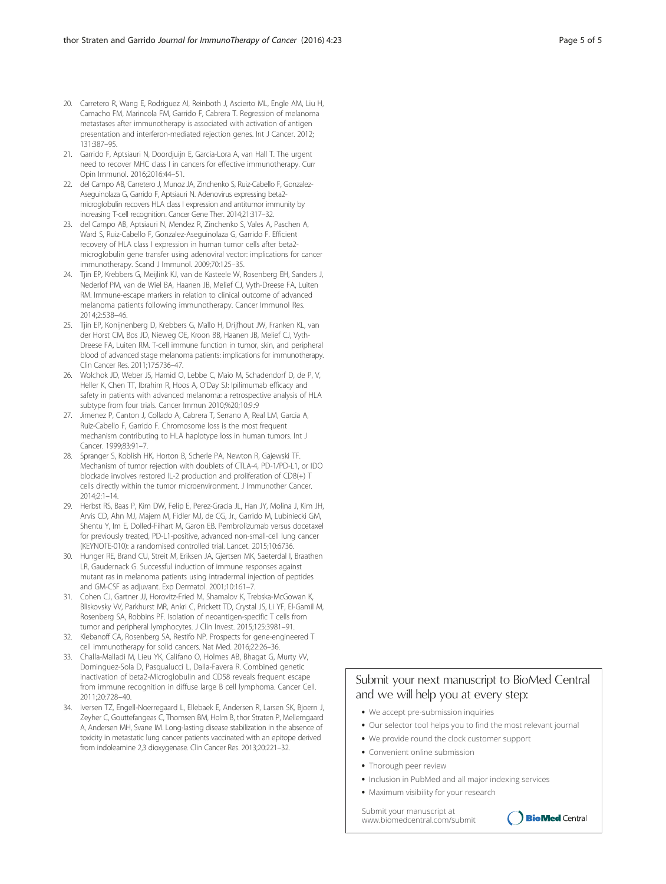20. Carretero R, Wang E, Rodriguez AI, Reinboth J, Ascierto ML, Engle AM, Liu H, Camacho FM, Marincola FM, Garrido F, Cabrera T. Regression of melanoma metastases after immunotherapy is associated with activation of antigen presentation and interferon-mediated rejection genes. Int J Cancer. 2012; 131:387–95.
21. Garrido F, Aptsiauri N, Doorduijn E, Garcia-Lora A, van Hall T. The urgent need to recover MHC class I in cancers for effective immunotherapy. Curr Opin Immunol. 2016;2016:44–51.
22. del Campo AB, Carretero J, Munoz JA, Zinchenko S, Ruiz-Cabello F, Gonzalez-Aseguinolaza G, Garrido F, Aptsiauri N. Adenovirus expressing beta2-microglobulin recovers HLA class I expression and antitumor immunity by increasing T-cell recognition. Cancer Gene Ther. 2014;21:317–32.
23. del Campo AB, Aptsiauri N, Mendez R, Zinchenko S, Vales A, Paschen A, Ward S, Ruiz-Cabello F, Gonzalez-Aseguinolaza G, Garrido F. Efficient recovery of HLA class I expression in human tumor cells after beta2-microglobulin gene transfer using adenoviral vector: implications for cancer immunotherapy. Scand J Immunol. 2009;70:125–35.
24. Tjin EP, Krebbers G, Meijlink KJ, van de Kasteele W, Rosenberg EH, Sanders J, Nederlof PM, van de Wiel BA, Haanen JB, Melief CJ, Vyth-Dreese FA, Luiten RM. Immune-escape markers in relation to clinical outcome of advanced melanoma patients following immunotherapy. Cancer Immunol Res. 2014;2:538–46.
25. Tjin EP, Konijnenberg D, Krebbers G, Mallo H, Drijfhout JW, Franken KL, van der Horst CM, Bos JD, Nieweg OE, Kroon BB, Haanen JB, Melief CJ, Vyth-Dreese FA, Luiten RM. T-cell immune function in tumor, skin, and peripheral blood of advanced stage melanoma patients: implications for immunotherapy. Clin Cancer Res. 2011;17:5736–47.
26. Wolchok JD, Weber JS, Hamid O, Lebbe C, Maio M, Schadendorf D, de P, V, Heller K, Chen TT, Ibrahim R, Hoos A, O'Day SJ: Ipilimumab efficacy and safety in patients with advanced melanoma: a retrospective analysis of HLA subtype from four trials. Cancer Immun 2010;%20;10:9.:9
27. Jimenez P, Canton J, Collado A, Cabrera T, Serrano A, Real LM, Garcia A, Ruiz-Cabello F, Garrido F. Chromosome loss is the most frequent mechanism contributing to HLA haplotype loss in human tumors. Int J Cancer. 1999;83:91–7.
28. Spranger S, Koblish HK, Horton B, Scherle PA, Newton R, Gajewski TF. Mechanism of tumor rejection with doublets of CTLA-4, PD-1/PD-L1, or IDO blockade involves restored IL-2 production and proliferation of CD8(+) T cells directly within the tumor microenvironment. J Immunother Cancer. 2014;2:1–14.
29. Herbst RS, Baas P, Kim DW, Felip E, Perez-Gracia JL, Han JY, Molina J, Kim JH, Arvis CD, Ahn MJ, Majem M, Fidler MJ, de CG, Jr., Garrido M, Lubiniecki GM, Shentu Y, Im E, Dolled-Filhart M, Garon EB. Pembrolizumab versus docetaxel for previously treated, PD-L1-positive, advanced non-small-cell lung cancer (KEYNOTE-010): a randomised controlled trial. Lancet. 2015;10:6736.
30. Hunger RE, Brand CU, Streit M, Eriksen JA, Gjertsen MK, Saeterdal I, Braathen LR, Gaudernack G. Successful induction of immune responses against mutant ras in melanoma patients using intradermal injection of peptides and GM-CSF as adjuvant. Exp Dermatol. 2001;10:161–7.
31. Cohen CJ, Gartner JJ, Horovitz-Fried M, Shamalov K, Trebska-McGowan K, Bliskovsky VV, Parkhurst MR, Ankri C, Prickett TD, Crystal JS, Li YF, El-Gamil M, Rosenberg SA, Robbins PF. Isolation of neoantigen-specific T cells from tumor and peripheral lymphocytes. J Clin Invest. 2015;125:3981–91.
32. Klebanoff CA, Rosenberg SA, Restifo NP. Prospects for gene-engineered T cell immunotherapy for solid cancers. Nat Med. 2016;22:26–36.
33. Challa-Malladi M, Lieu YK, Califano O, Holmes AB, Bhagat G, Murty VV, Dominguez-Sola D, Pasqualucci L, Dalla-Favera R. Combined genetic inactivation of beta2-Microglobulin and CD58 reveals frequent escape from immune recognition in diffuse large B cell lymphoma. Cancer Cell. 2011;20:728–40.
34. Iversen TZ, Engell-Noerregaard L, Ellebaek E, Andersen R, Larsen SK, Bjoern J, Zeyher C, Gouttefangeas C, Thomsen BM, Holm B, thor Straten P, Mellemgaard A, Andersen MH, Svane IM. Long-lasting disease stabilization in the absence of toxicity in metastatic lung cancer patients vaccinated with an epitope derived from indoleamine 2,3 dioxygenase. Clin Cancer Res. 2013;20:221–32.

Submit your next manuscript to BioMed Central and we will help you at every step:

- We accept pre-submission inquiries
- Our selector tool helps you to find the most relevant journal
- We provide round the clock customer support
- Convenient online submission
- Thorough peer review
- Inclusion in PubMed and all major indexing services
- Maximum visibility for your research

Submit your manuscript at www.biomedcentral.com/submit

BioMed Central